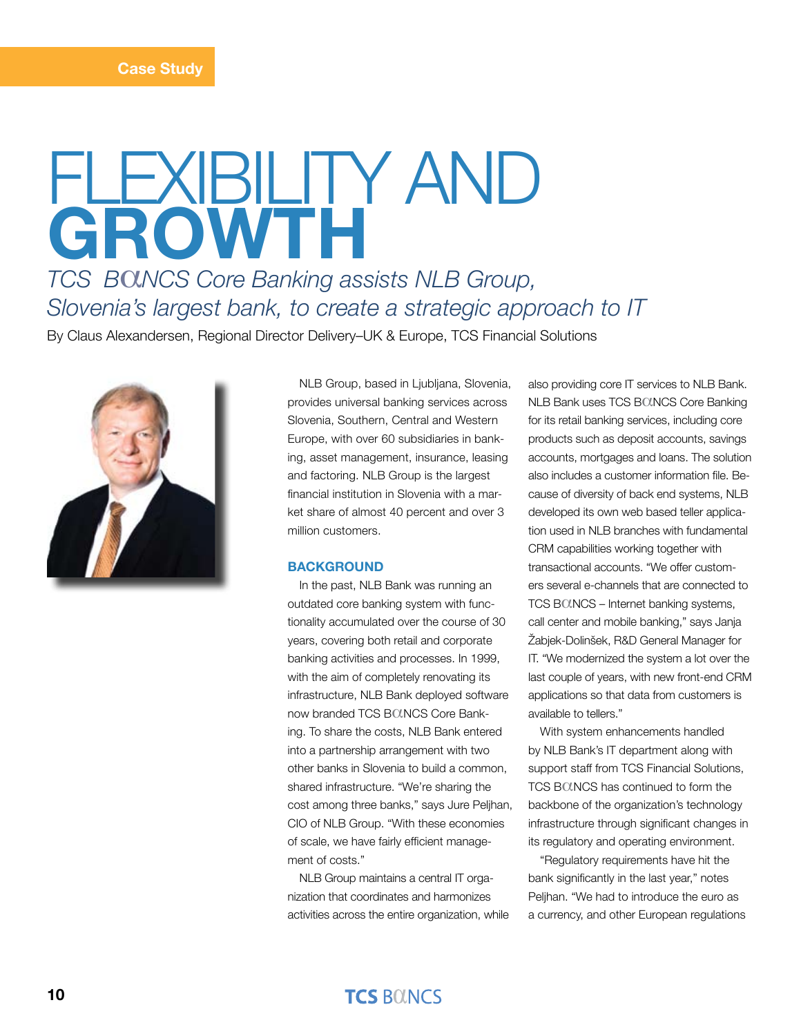Case Study

# FLEXIBILITY AND GROWTH

*TCS BαNCS Core Banking assists NLB Group, Slovenia's largest bank, to create a strategic approach to IT*

By Claus Alexandersen, Regional Director Delivery–UK & Europe, TCS Financial Solutions

NLB Group, based in Ljubljana, Slovenia, provides universal banking services across Slovenia, Southern, Central and Western Europe, with over 60 subsidiaries in banking, asset management, insurance, leasing and factoring. NLB Group is the largest financial institution in Slovenia with a market share of almost 40 percent and over 3 million customers.

## BACKGROUND

In the past, NLB Bank was running an outdated core banking system with functionality accumulated over the course of 30 years, covering both retail and corporate banking activities and processes. In 1999, with the aim of completely renovating its infrastructure, NLB Bank deployed software now branded TCS BαNCS Core Banking. To share the costs, NLB Bank entered into a partnership arrangement with two other banks in Slovenia to build a common, shared infrastructure. "We're sharing the cost among three banks," says Jure Peljhan, CIO of NLB Group. "With these economies of scale, we have fairly efficient management of costs."

NLB Group maintains a central IT organization that coordinates and harmonizes activities across the entire organization, while also providing core IT services to NLB Bank. NLB Bank uses TCS BαNCS Core Banking for its retail banking services, including core products such as deposit accounts, savings accounts, mortgages and loans. The solution also includes a customer information file. Because of diversity of back end systems, NLB developed its own web based teller application used in NLB branches with fundamental CRM capabilities working together with transactional accounts. "We offer customers several e-channels that are connected to TCS BαNCS – Internet banking systems, call center and mobile banking," says Janja Žabjek-Dolinšek, R&D General Manager for IT. "We modernized the system a lot over the last couple of years, with new front-end CRM applications so that data from customers is available to tellers."

With system enhancements handled by NLB Bank's IT department along with support staff from TCS Financial Solutions, TCS BαNCS has continued to form the backbone of the organization's technology infrastructure through significant changes in its regulatory and operating environment.

"Regulatory requirements have hit the bank significantly in the last year," notes Peljhan. "We had to introduce the euro as a currency, and other European regulations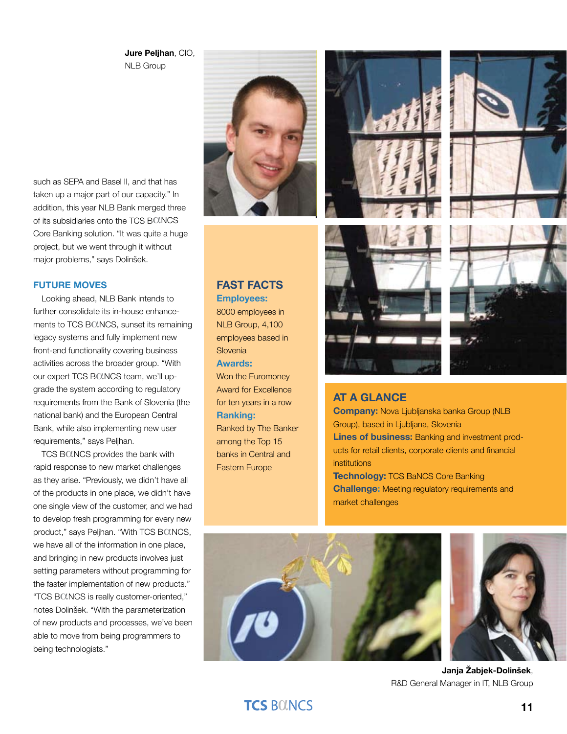**Jure Peljhan**, CIO, NLB Group

such as SEPA and Basel II, and that has taken up a major part of our capacity." In addition, this year NLB Bank merged three of its subsidiaries onto the TCS BαNCS Core Banking solution. "It was quite a huge project, but we went through it without major problems," says Dolinšek.

## FUTURE MOVES

Looking ahead, NLB Bank intends to further consolidate its in-house enhancements to TCS BαNCS, sunset its remaining legacy systems and fully implement new front-end functionality covering business activities across the broader group. "With our expert TCS BαNCS team, we'll upgrade the system according to regulatory requirements from the Bank of Slovenia (the national bank) and the European Central Bank, while also implementing new user requirements," says Peljhan.

TCS BαNCS provides the bank with rapid response to new market challenges as they arise. "Previously, we didn't have all of the products in one place, we didn't have one single view of the customer, and we had to develop fresh programming for every new product," says Peljhan. "With TCS BαNCS, we have all of the information in one place, and bringing in new products involves just setting parameters without programming for the faster implementation of new products." "TCS BαNCS is really customer-oriented," notes Dolinšek. "With the parameterization of new products and processes, we've been able to move from being programmers to being technologists."

## FAST FACTS

**Employees:**
8000 employees in NLB Group, 4,100 employees based in Slovenia

**Awards:**
Won the Euromoney Award for Excellence for ten years in a row

**Ranking:**
Ranked by The Banker among the Top 15 banks in Central and Eastern Europe

## AT A GLANCE

**Company:** Nova Ljubljanska banka Group (NLB Group), based in Ljubljana, Slovenia

**Lines of business:** Banking and investment products for retail clients, corporate clients and financial institutions

**Technology:** TCS BaNCS Core Banking

**Challenge:** Meeting regulatory requirements and market challenges

**Janja Žabjek-Dolinšek**, R&D General Manager in IT, NLB Group